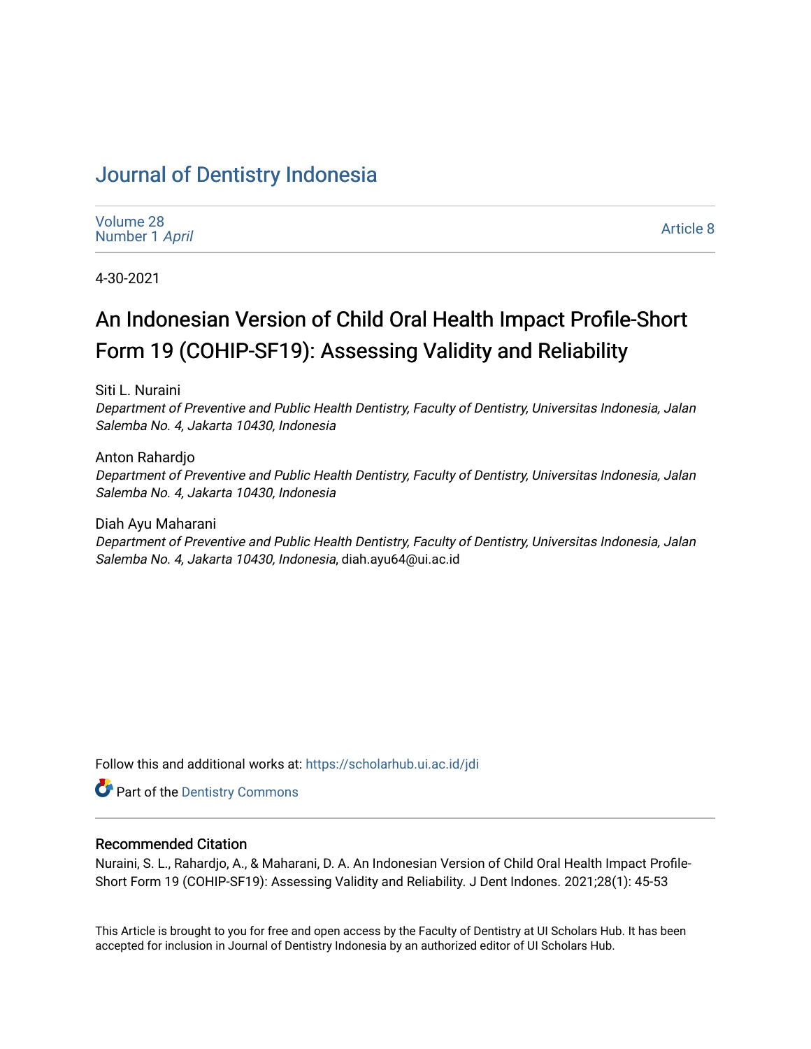# Journal of Dentistry Indonesia

Volume 28
Number 1 *April*

Article 8

4-30-2021

# An Indonesian Version of Child Oral Health Impact Profile-Short Form 19 (COHIP-SF19): Assessing Validity and Reliability

Siti L. Nuraini
*Department of Preventive and Public Health Dentistry, Faculty of Dentistry, Universitas Indonesia, Jalan Salemba No. 4, Jakarta 10430, Indonesia*

Anton Rahardjo
*Department of Preventive and Public Health Dentistry, Faculty of Dentistry, Universitas Indonesia, Jalan Salemba No. 4, Jakarta 10430, Indonesia*

Diah Ayu Maharani
*Department of Preventive and Public Health Dentistry, Faculty of Dentistry, Universitas Indonesia, Jalan Salemba No. 4, Jakarta 10430, Indonesia*, diah.ayu64@ui.ac.id

Follow this and additional works at: https://scholarhub.ui.ac.id/jdi

Part of the Dentistry Commons

## Recommended Citation

Nuraini, S. L., Rahardjo, A., & Maharani, D. A. An Indonesian Version of Child Oral Health Impact Profile-Short Form 19 (COHIP-SF19): Assessing Validity and Reliability. J Dent Indones. 2021;28(1): 45-53

This Article is brought to you for free and open access by the Faculty of Dentistry at UI Scholars Hub. It has been accepted for inclusion in Journal of Dentistry Indonesia by an authorized editor of UI Scholars Hub.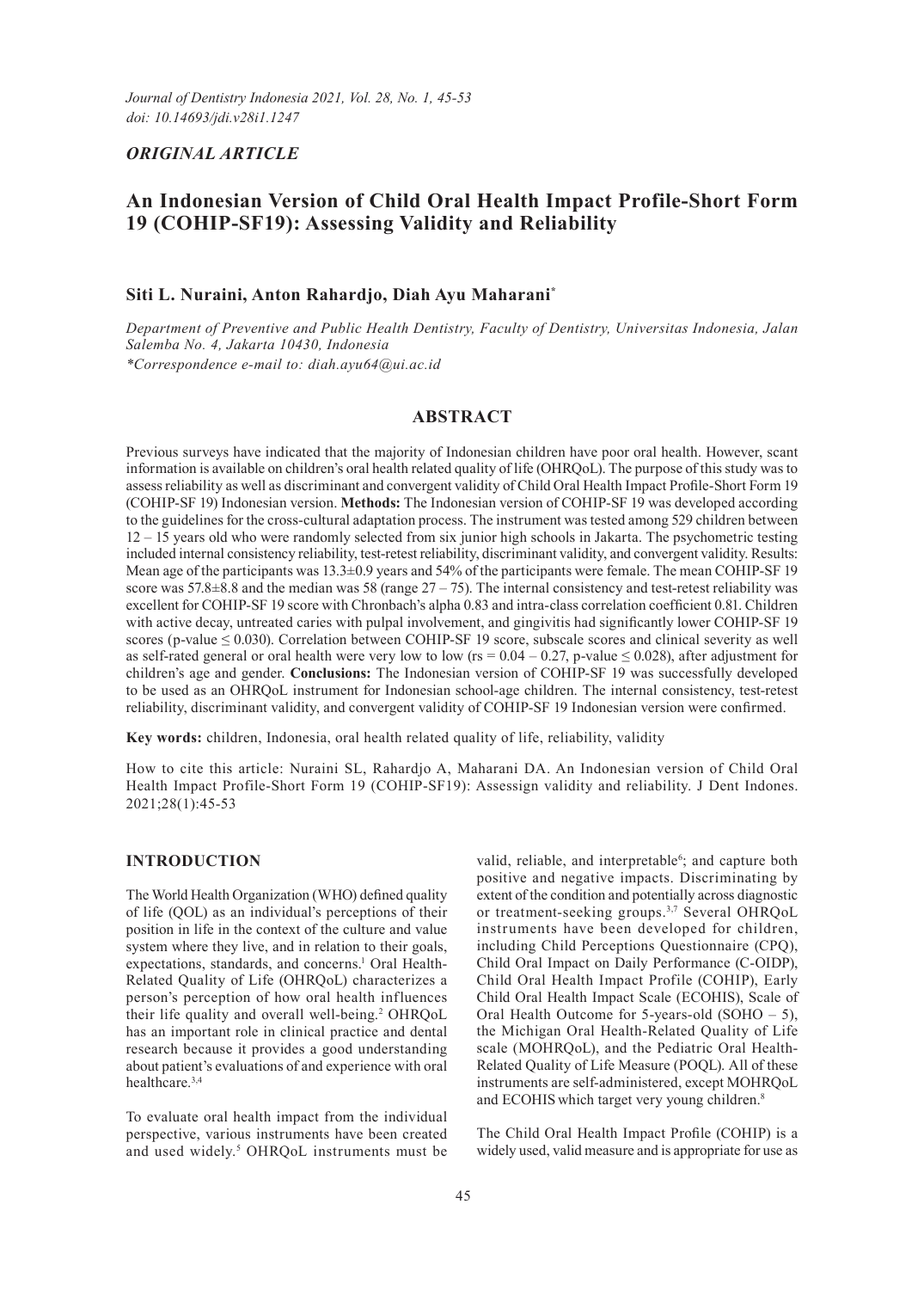*ORIGINAL ARTICLE*

# An Indonesian Version of Child Oral Health Impact Profile-Short Form 19 (COHIP-SF19): Assessing Validity and Reliability

**Siti L. Nuraini, Anton Rahardjo, Diah Ayu Maharani***

*Department of Preventive and Public Health Dentistry, Faculty of Dentistry, Universitas Indonesia, Jalan Salemba No. 4, Jakarta 10430, Indonesia*

*\*Correspondence e-mail to: diah.ayu64@ui.ac.id*

## ABSTRACT

Previous surveys have indicated that the majority of Indonesian children have poor oral health. However, scant information is available on children's oral health related quality of life (OHRQoL). The purpose of this study was to assess reliability as well as discriminant and convergent validity of Child Oral Health Impact Profile-Short Form 19 (COHIP-SF 19) Indonesian version. **Methods:** The Indonesian version of COHIP-SF 19 was developed according to the guidelines for the cross-cultural adaptation process. The instrument was tested among 529 children between 12 – 15 years old who were randomly selected from six junior high schools in Jakarta. The psychometric testing included internal consistency reliability, test-retest reliability, discriminant validity, and convergent validity. Results: Mean age of the participants was 13.3±0.9 years and 54% of the participants were female. The mean COHIP-SF 19 score was 57.8±8.8 and the median was 58 (range 27 – 75). The internal consistency and test-retest reliability was excellent for COHIP-SF 19 score with Chronbach's alpha 0.83 and intra-class correlation coefficient 0.81. Children with active decay, untreated caries with pulpal involvement, and gingivitis had significantly lower COHIP-SF 19 scores (p-value ≤ 0.030). Correlation between COHIP-SF 19 score, subscale scores and clinical severity as well as self-rated general or oral health were very low to low (rs = 0.04 – 0.27, p-value ≤ 0.028), after adjustment for children's age and gender. **Conclusions:** The Indonesian version of COHIP-SF 19 was successfully developed to be used as an OHRQoL instrument for Indonesian school-age children. The internal consistency, test-retest reliability, discriminant validity, and convergent validity of COHIP-SF 19 Indonesian version were confirmed.

**Key words:** children, Indonesia, oral health related quality of life, reliability, validity

How to cite this article: Nuraini SL, Rahardjo A, Maharani DA. An Indonesian version of Child Oral Health Impact Profile-Short Form 19 (COHIP-SF19): Assessign validity and reliability. J Dent Indones. 2021;28(1):45-53

## INTRODUCTION

The World Health Organization (WHO) defined quality of life (QOL) as an individual's perceptions of their position in life in the context of the culture and value system where they live, and in relation to their goals, expectations, standards, and concerns.[1] Oral Health-Related Quality of Life (OHRQoL) characterizes a person's perception of how oral health influences their life quality and overall well-being.[2] OHRQoL has an important role in clinical practice and dental research because it provides a good understanding about patient's evaluations of and experience with oral healthcare.[3,4]

To evaluate oral health impact from the individual perspective, various instruments have been created and used widely.[5] OHRQoL instruments must be valid, reliable, and interpretable[6]; and capture both positive and negative impacts. Discriminating by extent of the condition and potentially across diagnostic or treatment-seeking groups.[3,7] Several OHRQoL instruments have been developed for children, including Child Perceptions Questionnaire (CPQ), Child Oral Impact on Daily Performance (C-OIDP), Child Oral Health Impact Profile (COHIP), Early Child Oral Health Impact Scale (ECOHIS), Scale of Oral Health Outcome for 5-years-old (SOHO – 5), the Michigan Oral Health-Related Quality of Life scale (MOHRQoL), and the Pediatric Oral Health-Related Quality of Life Measure (POQL). All of these instruments are self-administered, except MOHRQoL and ECOHIS which target very young children.[8]

The Child Oral Health Impact Profile (COHIP) is a widely used, valid measure and is appropriate for use as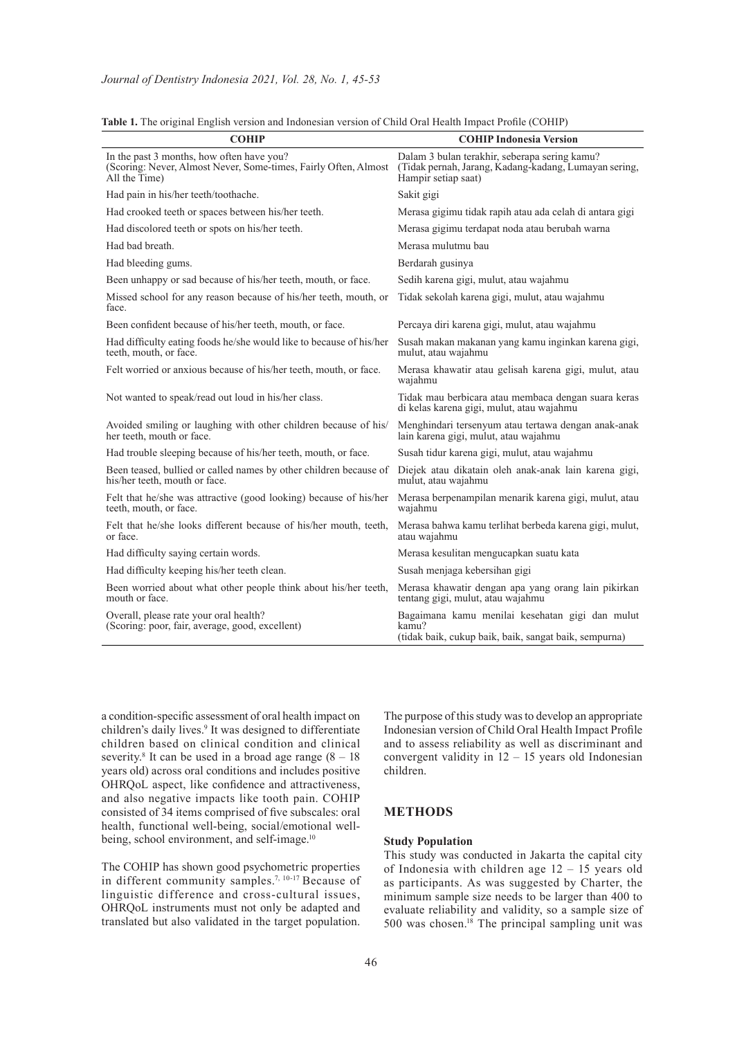**Table 1.** The original English version and Indonesian version of Child Oral Health Impact Profile (COHIP)

| COHIP | COHIP Indonesia Version |
|---|---|
| In the past 3 months, how often have you? (Scoring: Never, Almost Never, Some-times, Fairly Often, Almost All the Time) | Dalam 3 bulan terakhir, seberapa sering kamu? (Tidak pernah, Jarang, Kadang-kadang, Lumayan sering, Hampir setiap saat) |
| Had pain in his/her teeth/toothache. | Sakit gigi |
| Had crooked teeth or spaces between his/her teeth. | Merasa gigimu tidak rapih atau ada celah di antara gigi |
| Had discolored teeth or spots on his/her teeth. | Merasa gigimu terdapat noda atau berubah warna |
| Had bad breath. | Merasa mulutmu bau |
| Had bleeding gums. | Berdarah gusinya |
| Been unhappy or sad because of his/her teeth, mouth, or face. | Sedih karena gigi, mulut, atau wajahmu |
| Missed school for any reason because of his/her teeth, mouth, or face. | Tidak sekolah karena gigi, mulut, atau wajahmu |
| Been confident because of his/her teeth, mouth, or face. | Percaya diri karena gigi, mulut, atau wajahmu |
| Had difficulty eating foods he/she would like to because of his/her teeth, mouth, or face. | Susah makan makanan yang kamu inginkan karena gigi, mulut, atau wajahmu |
| Felt worried or anxious because of his/her teeth, mouth, or face. | Merasa khawatir atau gelisah karena gigi, mulut, atau wajahmu |
| Not wanted to speak/read out loud in his/her class. | Tidak mau berbicara atau membaca dengan suara keras di kelas karena gigi, mulut, atau wajahmu |
| Avoided smiling or laughing with other children because of his/her teeth, mouth or face. | Menghindari tersenyum atau tertawa dengan anak-anak lain karena gigi, mulut, atau wajahmu |
| Had trouble sleeping because of his/her teeth, mouth, or face. | Susah tidur karena gigi, mulut, atau wajahmu |
| Been teased, bullied or called names by other children because of his/her teeth, mouth or face. | Diejek atau dikatain oleh anak-anak lain karena gigi, mulut, atau wajahmu |
| Felt that he/she was attractive (good looking) because of his/her teeth, mouth, or face. | Merasa berpenampilan menarik karena gigi, mulut, atau wajahmu |
| Felt that he/she looks different because of his/her mouth, teeth, or face. | Merasa bahwa kamu terlihat berbeda karena gigi, mulut, atau wajahmu |
| Had difficulty saying certain words. | Merasa kesulitan mengucapkan suatu kata |
| Had difficulty keeping his/her teeth clean. | Susah menjaga kebersihan gigi |
| Been worried about what other people think about his/her teeth, mouth or face. | Merasa khawatir dengan apa yang orang lain pikirkan tentang gigi, mulut, atau wajahmu |
| Overall, please rate your oral health? (Scoring: poor, fair, average, good, excellent) | Bagaimana kamu menilai kesehatan gigi dan mulut kamu? (tidak baik, cukup baik, baik, sangat baik, sempurna) |

a condition-specific assessment of oral health impact on children's daily lives.[9] It was designed to differentiate children based on clinical condition and clinical severity.[8] It can be used in a broad age range (8 – 18 years old) across oral conditions and includes positive OHRQoL aspect, like confidence and attractiveness, and also negative impacts like tooth pain. COHIP consisted of 34 items comprised of five subscales: oral health, functional well-being, social/emotional well-being, school environment, and self-image.[10]

The COHIP has shown good psychometric properties in different community samples.[7, 10-17] Because of linguistic difference and cross-cultural issues, OHRQoL instruments must not only be adapted and translated but also validated in the target population.

The purpose of this study was to develop an appropriate Indonesian version of Child Oral Health Impact Profile and to assess reliability as well as discriminant and convergent validity in 12 – 15 years old Indonesian children.

## METHODS

### Study Population

This study was conducted in Jakarta the capital city of Indonesia with children age 12 – 15 years old as participants. As was suggested by Charter, the minimum sample size needs to be larger than 400 to evaluate reliability and validity, so a sample size of 500 was chosen.[18] The principal sampling unit was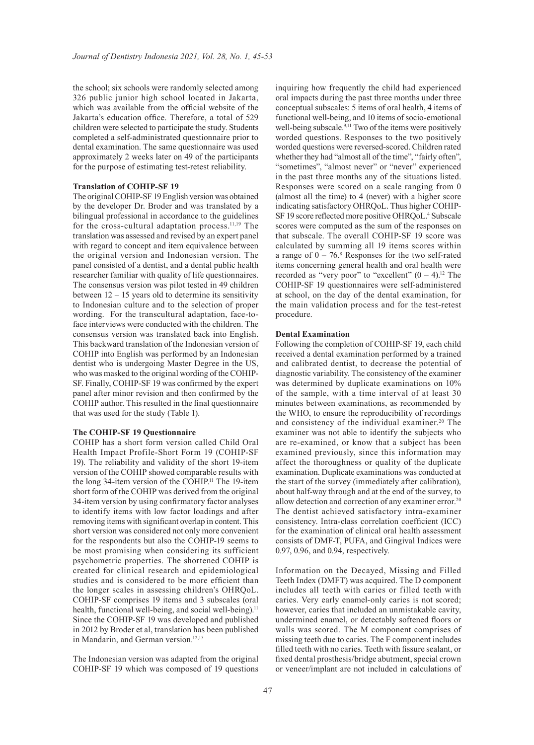the school; six schools were randomly selected among 326 public junior high school located in Jakarta, which was available from the official website of the Jakarta's education office. Therefore, a total of 529 children were selected to participate the study. Students completed a self-administrated questionnaire prior to dental examination. The same questionnaire was used approximately 2 weeks later on 49 of the participants for the purpose of estimating test-retest reliability.

### Translation of COHIP-SF 19

The original COHIP-SF 19 English version was obtained by the developer Dr. Broder and was translated by a bilingual professional in accordance to the guidelines for the cross-cultural adaptation process.[11,19] The translation was assessed and revised by an expert panel with regard to concept and item equivalence between the original version and Indonesian version. The panel consisted of a dentist, and a dental public health researcher familiar with quality of life questionnaires. The consensus version was pilot tested in 49 children between 12 – 15 years old to determine its sensitivity to Indonesian culture and to the selection of proper wording. For the transcultural adaptation, face-to-face interviews were conducted with the children. The consensus version was translated back into English. This backward translation of the Indonesian version of COHIP into English was performed by an Indonesian dentist who is undergoing Master Degree in the US, who was masked to the original wording of the COHIP-SF. Finally, COHIP-SF 19 was confirmed by the expert panel after minor revision and then confirmed by the COHIP author. This resulted in the final questionnaire that was used for the study (Table 1).

### The COHIP-SF 19 Questionnaire

COHIP has a short form version called Child Oral Health Impact Profile-Short Form 19 (COHIP-SF 19). The reliability and validity of the short 19-item version of the COHIP showed comparable results with the long 34-item version of the COHIP.[11] The 19-item short form of the COHIP was derived from the original 34-item version by using confirmatory factor analyses to identify items with low factor loadings and after removing items with significant overlap in content. This short version was considered not only more convenient for the respondents but also the COHIP-19 seems to be most promising when considering its sufficient psychometric properties. The shortened COHIP is created for clinical research and epidemiological studies and is considered to be more efficient than the longer scales in assessing children's OHRQoL. COHIP-SF comprises 19 items and 3 subscales (oral health, functional well-being, and social well-being).[11] Since the COHIP-SF 19 was developed and published in 2012 by Broder et al, translation has been published in Mandarin, and German version.[12,15]

The Indonesian version was adapted from the original COHIP-SF 19 which was composed of 19 questions inquiring how frequently the child had experienced oral impacts during the past three months under three conceptual subscales: 5 items of oral health, 4 items of functional well-being, and 10 items of socio-emotional well-being subscale.[9,11] Two of the items were positively worded questions. Responses to the two positively worded questions were reversed-scored. Children rated whether they had "almost all of the time", "fairly often", "sometimes", "almost never" or "never" experienced in the past three months any of the situations listed. Responses were scored on a scale ranging from 0 (almost all the time) to 4 (never) with a higher score indicating satisfactory OHRQoL. Thus higher COHIP-SF 19 score reflected more positive OHRQoL.[4] Subscale scores were computed as the sum of the responses on that subscale. The overall COHIP-SF 19 score was calculated by summing all 19 items scores within a range of 0 – 76.[8] Responses for the two self-rated items concerning general health and oral health were recorded as "very poor" to "excellent" (0 – 4).[12] The COHIP-SF 19 questionnaires were self-administered at school, on the day of the dental examination, for the main validation process and for the test-retest procedure.

### Dental Examination

Following the completion of COHIP-SF 19, each child received a dental examination performed by a trained and calibrated dentist, to decrease the potential of diagnostic variability. The consistency of the examiner was determined by duplicate examinations on 10% of the sample, with a time interval of at least 30 minutes between examinations, as recommended by the WHO, to ensure the reproducibility of recordings and consistency of the individual examiner.[20] The examiner was not able to identify the subjects who are re-examined, or know that a subject has been examined previously, since this information may affect the thoroughness or quality of the duplicate examination. Duplicate examinations was conducted at the start of the survey (immediately after calibration), about half-way through and at the end of the survey, to allow detection and correction of any examiner error.[20] The dentist achieved satisfactory intra-examiner consistency. Intra-class correlation coefficient (ICC) for the examination of clinical oral health assessment consists of DMF-T, PUFA, and Gingival Indices were 0.97, 0.96, and 0.94, respectively.

Information on the Decayed, Missing and Filled Teeth Index (DMFT) was acquired. The D component includes all teeth with caries or filled teeth with caries. Very early enamel-only caries is not scored; however, caries that included an unmistakable cavity, undermined enamel, or detectably softened floors or walls was scored. The M component comprises of missing teeth due to caries. The F component includes filled teeth with no caries. Teeth with fissure sealant, or fixed dental prosthesis/bridge abutment, special crown or veneer/implant are not included in calculations of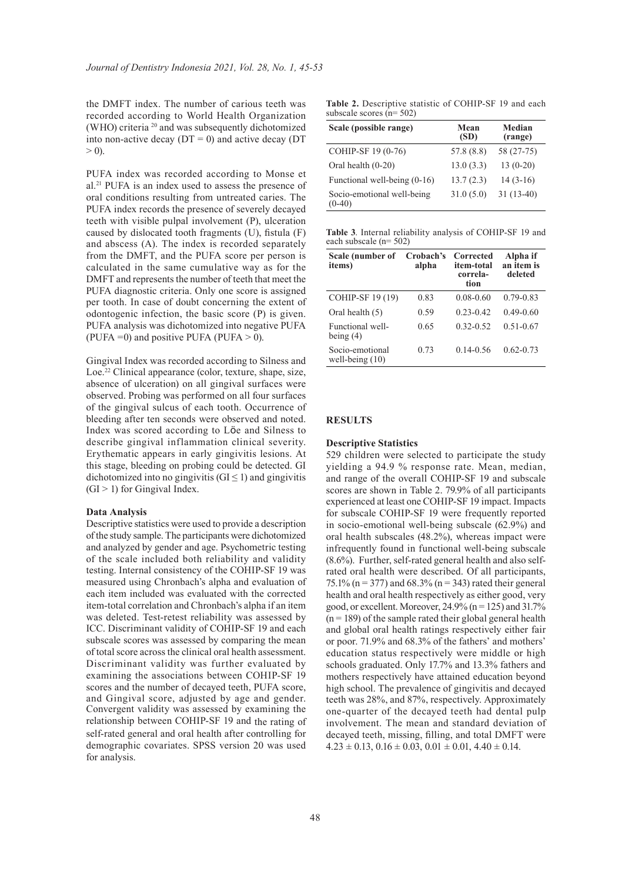the DMFT index. The number of carious teeth was recorded according to World Health Organization (WHO) criteria [20] and was subsequently dichotomized into non-active decay (DT = 0) and active decay (DT > 0).

PUFA index was recorded according to Monse et al.[21] PUFA is an index used to assess the presence of oral conditions resulting from untreated caries. The PUFA index records the presence of severely decayed teeth with visible pulpal involvement (P), ulceration caused by dislocated tooth fragments (U), fistula (F) and abscess (A). The index is recorded separately from the DMFT, and the PUFA score per person is calculated in the same cumulative way as for the DMFT and represents the number of teeth that meet the PUFA diagnostic criteria. Only one score is assigned per tooth. In case of doubt concerning the extent of odontogenic infection, the basic score (P) is given. PUFA analysis was dichotomized into negative PUFA (PUFA =0) and positive PUFA (PUFA > 0).

Gingival Index was recorded according to Silness and Loe.[22] Clinical appearance (color, texture, shape, size, absence of ulceration) on all gingival surfaces were observed. Probing was performed on all four surfaces of the gingival sulcus of each tooth. Occurrence of bleeding after ten seconds were observed and noted. Index was scored according to Löe and Silness to describe gingival inflammation clinical severity. Erythematic appears in early gingivitis lesions. At this stage, bleeding on probing could be detected. GI dichotomized into no gingivitis (GI ≤ 1) and gingivitis (GI > 1) for Gingival Index.

### Data Analysis

Descriptive statistics were used to provide a description of the study sample. The participants were dichotomized and analyzed by gender and age. Psychometric testing of the scale included both reliability and validity testing. Internal consistency of the COHIP-SF 19 was measured using Chronbach's alpha and evaluation of each item included was evaluated with the corrected item-total correlation and Chronbach's alpha if an item was deleted. Test-retest reliability was assessed by ICC. Discriminant validity of COHIP-SF 19 and each subscale scores was assessed by comparing the mean of total score across the clinical oral health assessment. Discriminant validity was further evaluated by examining the associations between COHIP-SF 19 scores and the number of decayed teeth, PUFA score, and Gingival score, adjusted by age and gender. Convergent validity was assessed by examining the relationship between COHIP-SF 19 and the rating of self-rated general and oral health after controlling for demographic covariates. SPSS version 20 was used for analysis.

**Table 2.** Descriptive statistic of COHIP-SF 19 and each subscale scores (n= 502)

| Scale (possible range) | Mean (SD) | Median (range) |
|---|---|---|
| COHIP-SF 19 (0-76) | 57.8 (8.8) | 58 (27-75) |
| Oral health (0-20) | 13.0 (3.3) | 13 (0-20) |
| Functional well-being (0-16) | 13.7 (2.3) | 14 (3-16) |
| Socio-emotional well-being (0-40) | 31.0 (5.0) | 31 (13-40) |

**Table 3**. Internal reliability analysis of COHIP-SF 19 and each subscale (n= 502)

| Scale (number of items) | Crobach's alpha | Corrected item-total correlation | Alpha if an item is deleted |
|---|---|---|---|
| COHIP-SF 19 (19) | 0.83 | 0.08-0.60 | 0.79-0.83 |
| Oral health (5) | 0.59 | 0.23-0.42 | 0.49-0.60 |
| Functional well-being (4) | 0.65 | 0.32-0.52 | 0.51-0.67 |
| Socio-emotional well-being (10) | 0.73 | 0.14-0.56 | 0.62-0.73 |

## RESULTS

### Descriptive Statistics

529 children were selected to participate the study yielding a 94.9 % response rate. Mean, median, and range of the overall COHIP-SF 19 and subscale scores are shown in Table 2. 79.9% of all participants experienced at least one COHIP-SF 19 impact. Impacts for subscale COHIP-SF 19 were frequently reported in socio-emotional well-being subscale (62.9%) and oral health subscales (48.2%), whereas impact were infrequently found in functional well-being subscale (8.6%). Further, self-rated general health and also self-rated oral health were described. Of all participants, 75.1% (n = 377) and 68.3% (n = 343) rated their general health and oral health respectively as either good, very good, or excellent. Moreover, 24.9% (n = 125) and 31.7% (n = 189) of the sample rated their global general health and global oral health ratings respectively either fair or poor. 71.9% and 68.3% of the fathers' and mothers' education status respectively were middle or high schools graduated. Only 17.7% and 13.3% fathers and mothers respectively have attained education beyond high school. The prevalence of gingivitis and decayed teeth was 28%, and 87%, respectively. Approximately one-quarter of the decayed teeth had dental pulp involvement. The mean and standard deviation of decayed teeth, missing, filling, and total DMFT were 4.23 ± 0.13, 0.16 ± 0.03, 0.01 ± 0.01, 4.40 ± 0.14.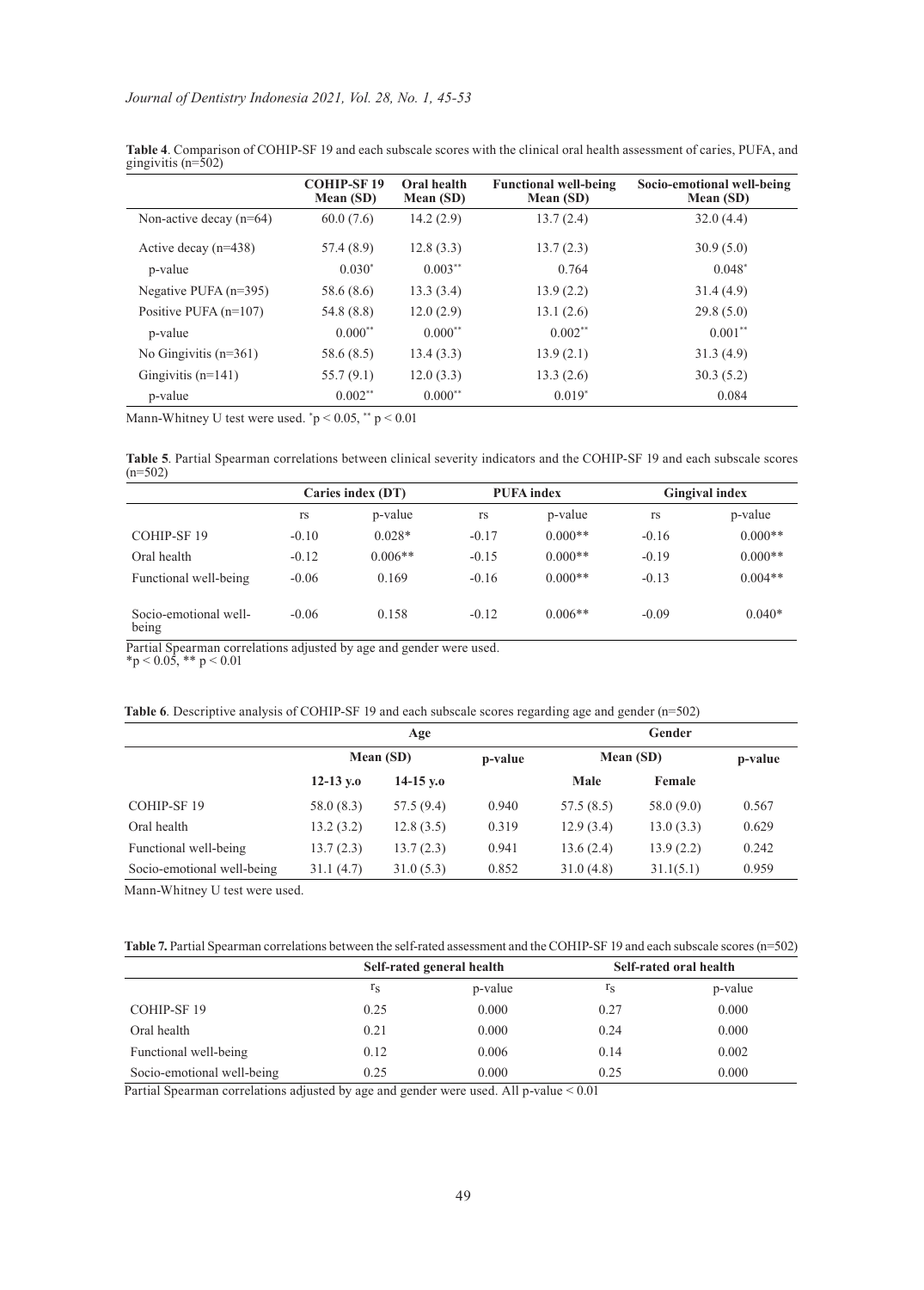**Table 4**. Comparison of COHIP-SF 19 and each subscale scores with the clinical oral health assessment of caries, PUFA, and gingivitis (n=502)

| | COHIP-SF 19 Mean (SD) | Oral health Mean (SD) | Functional well-being Mean (SD) | Socio-emotional well-being Mean (SD) |
|---|---|---|---|---|
| Non-active decay (n=64) | 60.0 (7.6) | 14.2 (2.9) | 13.7 (2.4) | 32.0 (4.4) |
| Active decay (n=438) | 57.4 (8.9) | 12.8 (3.3) | 13.7 (2.3) | 30.9 (5.0) |
| p-value | 0.030* | 0.003** | 0.764 | 0.048* |
| Negative PUFA (n=395) | 58.6 (8.6) | 13.3 (3.4) | 13.9 (2.2) | 31.4 (4.9) |
| Positive PUFA (n=107) | 54.8 (8.8) | 12.0 (2.9) | 13.1 (2.6) | 29.8 (5.0) |
| p-value | 0.000** | 0.000** | 0.002** | 0.001** |
| No Gingivitis (n=361) | 58.6 (8.5) | 13.4 (3.3) | 13.9 (2.1) | 31.3 (4.9) |
| Gingivitis (n=141) | 55.7 (9.1) | 12.0 (3.3) | 13.3 (2.6) | 30.3 (5.2) |
| p-value | 0.002** | 0.000** | 0.019* | 0.084 |

Mann-Whitney U test were used. *$p < 0.05$, ** $p < 0.01$

**Table 5**. Partial Spearman correlations between clinical severity indicators and the COHIP-SF 19 and each subscale scores (n=502)

| | Caries index (DT) | | PUFA index | | Gingival index | |
|---|---|---|---|---|---|---|
| | rs | p-value | rs | p-value | rs | p-value |
| COHIP-SF 19 | -0.10 | 0.028* | -0.17 | 0.000** | -0.16 | 0.000** |
| Oral health | -0.12 | 0.006** | -0.15 | 0.000** | -0.19 | 0.000** |
| Functional well-being | -0.06 | 0.169 | -0.16 | 0.000** | -0.13 | 0.004** |
| Socio-emotional well-being | -0.06 | 0.158 | -0.12 | 0.006** | -0.09 | 0.040* |

Partial Spearman correlations adjusted by age and gender were used.
*$p < 0.05$, ** $p < 0.01$

**Table 6**. Descriptive analysis of COHIP-SF 19 and each subscale scores regarding age and gender (n=502)

| | Age | | | Gender | | |
|---|---|---|---|---|---|---|
| | Mean (SD) | | p-value | Mean (SD) | | p-value |
| | 12-13 y.o | 14-15 y.o | | Male | Female | |
| COHIP-SF 19 | 58.0 (8.3) | 57.5 (9.4) | 0.940 | 57.5 (8.5) | 58.0 (9.0) | 0.567 |
| Oral health | 13.2 (3.2) | 12.8 (3.5) | 0.319 | 12.9 (3.4) | 13.0 (3.3) | 0.629 |
| Functional well-being | 13.7 (2.3) | 13.7 (2.3) | 0.941 | 13.6 (2.4) | 13.9 (2.2) | 0.242 |
| Socio-emotional well-being | 31.1 (4.7) | 31.0 (5.3) | 0.852 | 31.0 (4.8) | 31.1(5.1) | 0.959 |

Mann-Whitney U test were used.

**Table 7.** Partial Spearman correlations between the self-rated assessment and the COHIP-SF 19 and each subscale scores (n=502)

| | Self-rated general health | | Self-rated oral health | |
|---|---|---|---|---|
| | $r_s$ | p-value | $r_s$ | p-value |
| COHIP-SF 19 | 0.25 | 0.000 | 0.27 | 0.000 |
| Oral health | 0.21 | 0.000 | 0.24 | 0.000 |
| Functional well-being | 0.12 | 0.006 | 0.14 | 0.002 |
| Socio-emotional well-being | 0.25 | 0.000 | 0.25 | 0.000 |

Partial Spearman correlations adjusted by age and gender were used. All p-value < 0.01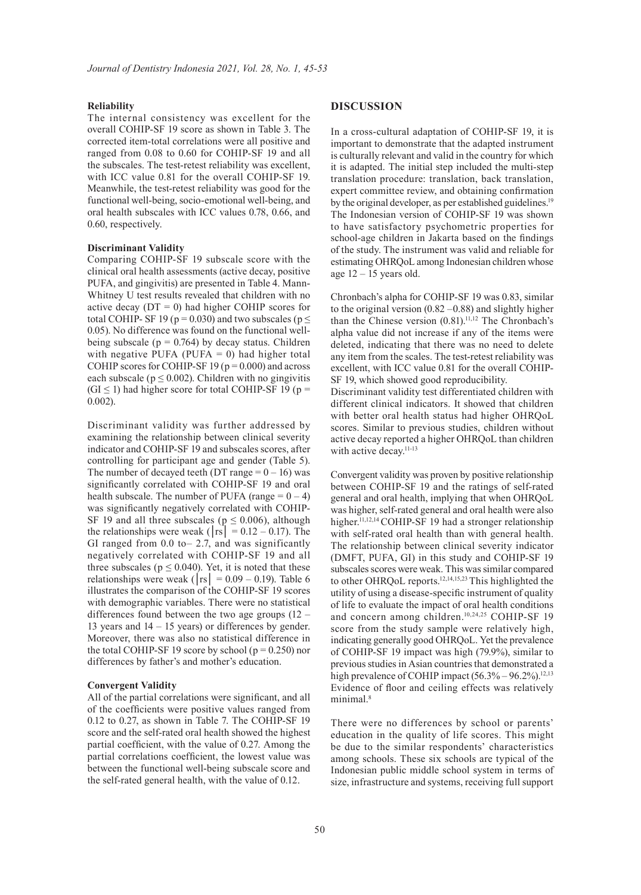**Reliability**

The internal consistency was excellent for the overall COHIP-SF 19 score as shown in Table 3. The corrected item-total correlations were all positive and ranged from 0.08 to 0.60 for COHIP-SF 19 and all the subscales. The test-retest reliability was excellent, with ICC value 0.81 for the overall COHIP-SF 19. Meanwhile, the test-retest reliability was good for the functional well-being, socio-emotional well-being, and oral health subscales with ICC values 0.78, 0.66, and 0.60, respectively.

**Discriminant Validity**

Comparing COHIP-SF 19 subscale score with the clinical oral health assessments (active decay, positive PUFA, and gingivitis) are presented in Table 4. Mann-Whitney U test results revealed that children with no active decay (DT = 0) had higher COHIP scores for total COHIP- SF 19 ($p = 0.030$) and two subscales ($p \leq 0.05$). No difference was found on the functional well-being subscale ($p = 0.764$) by decay status. Children with negative PUFA (PUFA = 0) had higher total COHIP scores for COHIP-SF 19 ($p = 0.000$) and across each subscale ($p \leq 0.002$). Children with no gingivitis ($GI \leq 1$) had higher score for total COHIP-SF 19 ($p = 0.002$).

Discriminant validity was further addressed by examining the relationship between clinical severity indicator and COHIP-SF 19 and subscales scores, after controlling for participant age and gender (Table 5). The number of decayed teeth (DT range = 0 – 16) was significantly correlated with COHIP-SF 19 and oral health subscale. The number of PUFA (range = 0 – 4) was significantly negatively correlated with COHIP-SF 19 and all three subscales ($p \leq 0.006$), although the relationships were weak ($|rs| = 0.12 – 0.17$). The GI ranged from 0.0 to– 2.7, and was significantly negatively correlated with COHIP-SF 19 and all three subscales ($p \leq 0.040$). Yet, it is noted that these relationships were weak ($|rs| = 0.09 – 0.19$). Table 6 illustrates the comparison of the COHIP-SF 19 scores with demographic variables. There were no statistical differences found between the two age groups (12 – 13 years and 14 – 15 years) or differences by gender. Moreover, there was also no statistical difference in the total COHIP-SF 19 score by school ($p = 0.250$) nor differences by father's and mother's education.

**Convergent Validity**

All of the partial correlations were significant, and all of the coefficients were positive values ranged from 0.12 to 0.27, as shown in Table 7. The COHIP-SF 19 score and the self-rated oral health showed the highest partial coefficient, with the value of 0.27. Among the partial correlations coefficient, the lowest value was between the functional well-being subscale score and the self-rated general health, with the value of 0.12.

## DISCUSSION

In a cross-cultural adaptation of COHIP-SF 19, it is important to demonstrate that the adapted instrument is culturally relevant and valid in the country for which it is adapted. The initial step included the multi-step translation procedure: translation, back translation, expert committee review, and obtaining confirmation by the original developer, as per established guidelines.[19] The Indonesian version of COHIP-SF 19 was shown to have satisfactory psychometric properties for school-age children in Jakarta based on the findings of the study. The instrument was valid and reliable for estimating OHRQoL among Indonesian children whose age 12 – 15 years old.

Chronbach's alpha for COHIP-SF 19 was 0.83, similar to the original version (0.82 –0.88) and slightly higher than the Chinese version (0.81).[11,12] The Chronbach's alpha value did not increase if any of the items were deleted, indicating that there was no need to delete any item from the scales. The test-retest reliability was excellent, with ICC value 0.81 for the overall COHIP-SF 19, which showed good reproducibility.

Discriminant validity test differentiated children with different clinical indicators. It showed that children with better oral health status had higher OHRQoL scores. Similar to previous studies, children without active decay reported a higher OHRQoL than children with active decay.[11-13]

Convergent validity was proven by positive relationship between COHIP-SF 19 and the ratings of self-rated general and oral health, implying that when OHRQoL was higher, self-rated general and oral health were also higher.[11,12,14] COHIP-SF 19 had a stronger relationship with self-rated oral health than with general health. The relationship between clinical severity indicator (DMFT, PUFA, GI) in this study and COHIP-SF 19 subscales scores were weak. This was similar compared to other OHRQoL reports.[12,14,15,23] This highlighted the utility of using a disease-specific instrument of quality of life to evaluate the impact of oral health conditions and concern among children.[10,24,25] COHIP-SF 19 score from the study sample were relatively high, indicating generally good OHRQoL. Yet the prevalence of COHIP-SF 19 impact was high (79.9%), similar to previous studies in Asian countries that demonstrated a high prevalence of COHIP impact (56.3% – 96.2%).[12,13] Evidence of floor and ceiling effects was relatively minimal.[8]

There were no differences by school or parents' education in the quality of life scores. This might be due to the similar respondents' characteristics among schools. These six schools are typical of the Indonesian public middle school system in terms of size, infrastructure and systems, receiving full support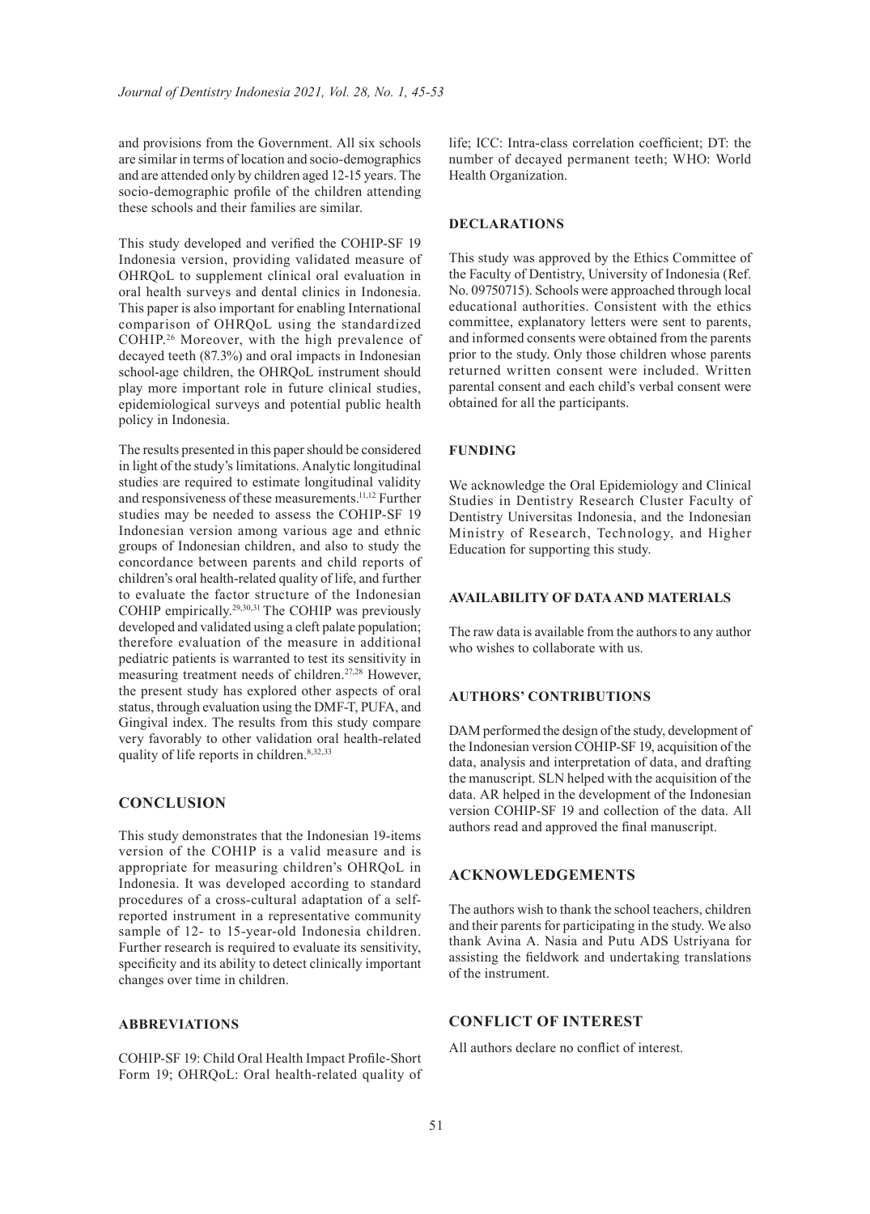and provisions from the Government. All six schools are similar in terms of location and socio-demographics and are attended only by children aged 12-15 years. The socio-demographic profile of the children attending these schools and their families are similar.

This study developed and verified the COHIP-SF 19 Indonesia version, providing validated measure of OHRQoL to supplement clinical oral evaluation in oral health surveys and dental clinics in Indonesia. This paper is also important for enabling International comparison of OHRQoL using the standardized COHIP.[26] Moreover, with the high prevalence of decayed teeth (87.3%) and oral impacts in Indonesian school-age children, the OHRQoL instrument should play more important role in future clinical studies, epidemiological surveys and potential public health policy in Indonesia.

The results presented in this paper should be considered in light of the study's limitations. Analytic longitudinal studies are required to estimate longitudinal validity and responsiveness of these measurements.[11,12] Further studies may be needed to assess the COHIP-SF 19 Indonesian version among various age and ethnic groups of Indonesian children, and also to study the concordance between parents and child reports of children's oral health-related quality of life, and further to evaluate the factor structure of the Indonesian COHIP empirically.[29,30,31] The COHIP was previously developed and validated using a cleft palate population; therefore evaluation of the measure in additional pediatric patients is warranted to test its sensitivity in measuring treatment needs of children.[27,28] However, the present study has explored other aspects of oral status, through evaluation using the DMF-T, PUFA, and Gingival index. The results from this study compare very favorably to other validation oral health-related quality of life reports in children.[8,32,33]

## CONCLUSION

This study demonstrates that the Indonesian 19-items version of the COHIP is a valid measure and is appropriate for measuring children's OHRQoL in Indonesia. It was developed according to standard procedures of a cross-cultural adaptation of a self-reported instrument in a representative community sample of 12- to 15-year-old Indonesia children. Further research is required to evaluate its sensitivity, specificity and its ability to detect clinically important changes over time in children.

### ABBREVIATIONS

COHIP-SF 19: Child Oral Health Impact Profile-Short Form 19; OHRQoL: Oral health-related quality of life; ICC: Intra-class correlation coefficient; DT: the number of decayed permanent teeth; WHO: World Health Organization.

### DECLARATIONS

This study was approved by the Ethics Committee of the Faculty of Dentistry, University of Indonesia (Ref. No. 09750715). Schools were approached through local educational authorities. Consistent with the ethics committee, explanatory letters were sent to parents, and informed consents were obtained from the parents prior to the study. Only those children whose parents returned written consent were included. Written parental consent and each child's verbal consent were obtained for all the participants.

### FUNDING

We acknowledge the Oral Epidemiology and Clinical Studies in Dentistry Research Cluster Faculty of Dentistry Universitas Indonesia, and the Indonesian Ministry of Research, Technology, and Higher Education for supporting this study.

### AVAILABILITY OF DATA AND MATERIALS

The raw data is available from the authors to any author who wishes to collaborate with us.

### AUTHORS' CONTRIBUTIONS

DAM performed the design of the study, development of the Indonesian version COHIP-SF 19, acquisition of the data, analysis and interpretation of data, and drafting the manuscript. SLN helped with the acquisition of the data. AR helped in the development of the Indonesian version COHIP-SF 19 and collection of the data. All authors read and approved the final manuscript.

## ACKNOWLEDGEMENTS

The authors wish to thank the school teachers, children and their parents for participating in the study. We also thank Avina A. Nasia and Putu ADS Ustriyana for assisting the fieldwork and undertaking translations of the instrument.

## CONFLICT OF INTEREST

All authors declare no conflict of interest.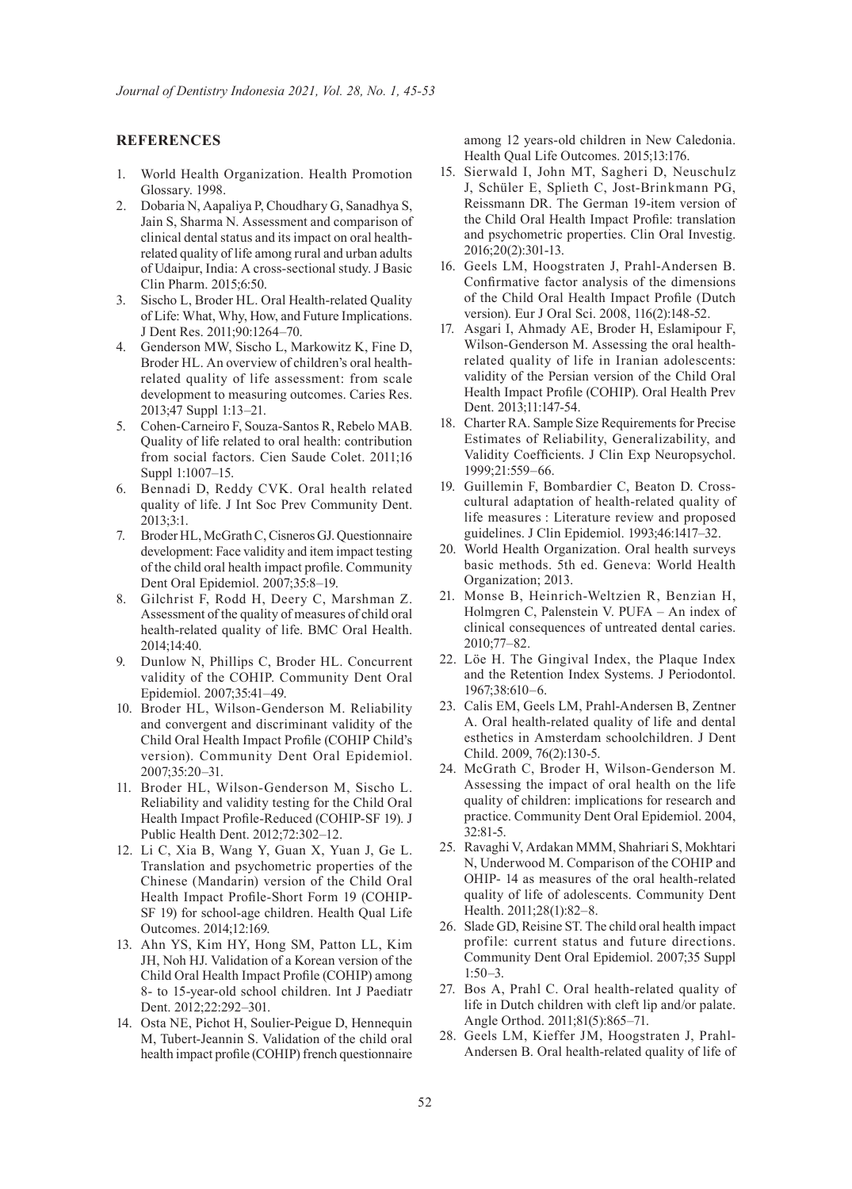## REFERENCES

1. World Health Organization. Health Promotion Glossary. 1998.
2. Dobaria N, Aapaliya P, Choudhary G, Sanadhya S, Jain S, Sharma N. Assessment and comparison of clinical dental status and its impact on oral health-related quality of life among rural and urban adults of Udaipur, India: A cross-sectional study. J Basic Clin Pharm. 2015;6:50.
3. Sischo L, Broder HL. Oral Health-related Quality of Life: What, Why, How, and Future Implications. J Dent Res. 2011;90:1264–70.
4. Genderson MW, Sischo L, Markowitz K, Fine D, Broder HL. An overview of children's oral health-related quality of life assessment: from scale development to measuring outcomes. Caries Res. 2013;47 Suppl 1:13–21.
5. Cohen-Carneiro F, Souza-Santos R, Rebelo MAB. Quality of life related to oral health: contribution from social factors. Cien Saude Colet. 2011;16 Suppl 1:1007–15.
6. Bennadi D, Reddy CVK. Oral health related quality of life. J Int Soc Prev Community Dent. 2013;3:1.
7. Broder HL, McGrath C, Cisneros GJ. Questionnaire development: Face validity and item impact testing of the child oral health impact profile. Community Dent Oral Epidemiol. 2007;35:8–19.
8. Gilchrist F, Rodd H, Deery C, Marshman Z. Assessment of the quality of measures of child oral health-related quality of life. BMC Oral Health. 2014;14:40.
9. Dunlow N, Phillips C, Broder HL. Concurrent validity of the COHIP. Community Dent Oral Epidemiol. 2007;35:41–49.
10. Broder HL, Wilson-Genderson M. Reliability and convergent and discriminant validity of the Child Oral Health Impact Profile (COHIP Child's version). Community Dent Oral Epidemiol. 2007;35:20–31.
11. Broder HL, Wilson-Genderson M, Sischo L. Reliability and validity testing for the Child Oral Health Impact Profile-Reduced (COHIP-SF 19). J Public Health Dent. 2012;72:302–12.
12. Li C, Xia B, Wang Y, Guan X, Yuan J, Ge L. Translation and psychometric properties of the Chinese (Mandarin) version of the Child Oral Health Impact Profile-Short Form 19 (COHIP-SF 19) for school-age children. Health Qual Life Outcomes. 2014;12:169.
13. Ahn YS, Kim HY, Hong SM, Patton LL, Kim JH, Noh HJ. Validation of a Korean version of the Child Oral Health Impact Profile (COHIP) among 8- to 15-year-old school children. Int J Paediatr Dent. 2012;22:292–301.
14. Osta NE, Pichot H, Soulier-Peigue D, Hennequin M, Tubert-Jeannin S. Validation of the child oral health impact profile (COHIP) french questionnaire among 12 years-old children in New Caledonia. Health Qual Life Outcomes. 2015;13:176.
15. Sierwald I, John MT, Sagheri D, Neuschulz J, Schüler E, Splieth C, Jost-Brinkmann PG, Reissmann DR. The German 19-item version of the Child Oral Health Impact Profile: translation and psychometric properties. Clin Oral Investig. 2016;20(2):301-13.
16. Geels LM, Hoogstraten J, Prahl-Andersen B. Confirmative factor analysis of the dimensions of the Child Oral Health Impact Profile (Dutch version). Eur J Oral Sci. 2008, 116(2):148-52.
17. Asgari I, Ahmady AE, Broder H, Eslamipour F, Wilson-Genderson M. Assessing the oral health-related quality of life in Iranian adolescents: validity of the Persian version of the Child Oral Health Impact Profile (COHIP). Oral Health Prev Dent. 2013;11:147-54.
18. Charter RA. Sample Size Requirements for Precise Estimates of Reliability, Generalizability, and Validity Coefficients. J Clin Exp Neuropsychol. 1999;21:559–66.
19. Guillemin F, Bombardier C, Beaton D. Cross-cultural adaptation of health-related quality of life measures : Literature review and proposed guidelines. J Clin Epidemiol. 1993;46:1417–32.
20. World Health Organization. Oral health surveys basic methods. 5th ed. Geneva: World Health Organization; 2013.
21. Monse B, Heinrich-Weltzien R, Benzian H, Holmgren C, Palenstein V. PUFA – An index of clinical consequences of untreated dental caries. 2010;77–82.
22. Löe H. The Gingival Index, the Plaque Index and the Retention Index Systems. J Periodontol. 1967;38:610–6.
23. Calis EM, Geels LM, Prahl-Andersen B, Zentner A. Oral health-related quality of life and dental esthetics in Amsterdam schoolchildren. J Dent Child. 2009, 76(2):130-5.
24. McGrath C, Broder H, Wilson-Genderson M. Assessing the impact of oral health on the life quality of children: implications for research and practice. Community Dent Oral Epidemiol. 2004, 32:81-5.
25. Ravaghi V, Ardakan MMM, Shahriari S, Mokhtari N, Underwood M. Comparison of the COHIP and OHIP- 14 as measures of the oral health-related quality of life of adolescents. Community Dent Health. 2011;28(1):82–8.
26. Slade GD, Reisine ST. The child oral health impact profile: current status and future directions. Community Dent Oral Epidemiol. 2007;35 Suppl 1:50–3.
27. Bos A, Prahl C. Oral health-related quality of life in Dutch children with cleft lip and/or palate. Angle Orthod. 2011;81(5):865–71.
28. Geels LM, Kieffer JM, Hoogstraten J, Prahl-Andersen B. Oral health-related quality of life of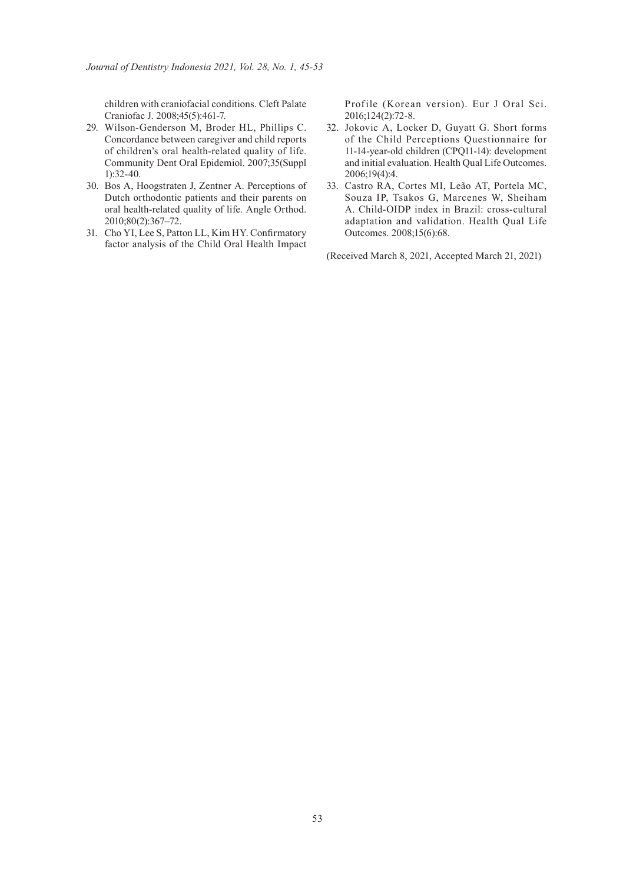children with craniofacial conditions. Cleft Palate Craniofac J. 2008;45(5):461-7.

29. Wilson-Genderson M, Broder HL, Phillips C. Concordance between caregiver and child reports of children's oral health-related quality of life. Community Dent Oral Epidemiol. 2007;35(Suppl 1):32-40.
30. Bos A, Hoogstraten J, Zentner A. Perceptions of Dutch orthodontic patients and their parents on oral health-related quality of life. Angle Orthod. 2010;80(2):367–72.
31. Cho YI, Lee S, Patton LL, Kim HY. Confirmatory factor analysis of the Child Oral Health Impact Profile (Korean version). Eur J Oral Sci. 2016;124(2):72-8.
32. Jokovic A, Locker D, Guyatt G. Short forms of the Child Perceptions Questionnaire for 11-14-year-old children (CPQ11-14): development and initial evaluation. Health Qual Life Outcomes. 2006;19(4):4.
33. Castro RA, Cortes MI, Leão AT, Portela MC, Souza IP, Tsakos G, Marcenes W, Sheiham A. Child-OIDP index in Brazil: cross-cultural adaptation and validation. Health Qual Life Outcomes. 2008;15(6):68.

(Received March 8, 2021, Accepted March 21, 2021)